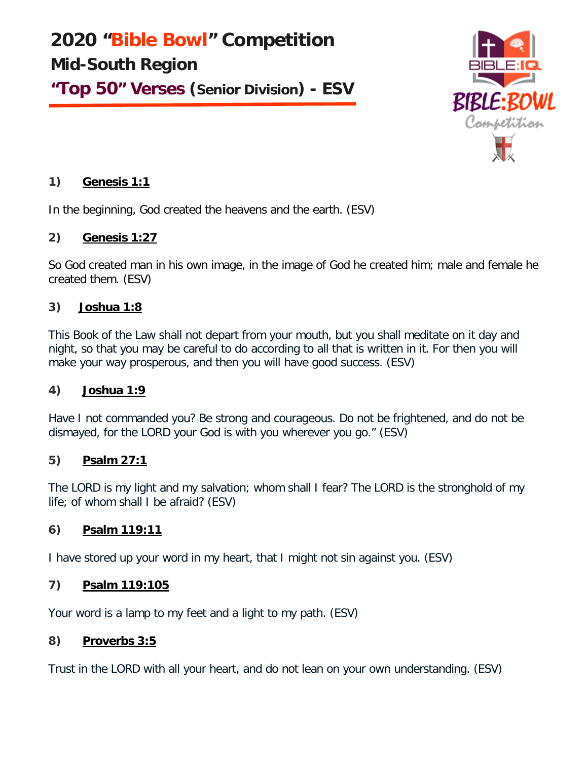# 2020 "Bible Bowl" Competition

## Mid-South Region

## "Top 50" Verses (Senior Division) - ESV

**1) Genesis 1:1**

In the beginning, God created the heavens and the earth. (ESV)

**2) Genesis 1:27**

So God created man in his own image, in the image of God he created him; male and female he created them. (ESV)

**3) Joshua 1:8**

This Book of the Law shall not depart from your mouth, but you shall meditate on it day and night, so that you may be careful to do according to all that is written in it. For then you will make your way prosperous, and then you will have good success. (ESV)

**4) Joshua 1:9**

Have I not commanded you? Be strong and courageous. Do not be frightened, and do not be dismayed, for the LORD your God is with you wherever you go." (ESV)

**5) Psalm 27:1**

The LORD is my light and my salvation; whom shall I fear? The LORD is the stronghold of my life; of whom shall I be afraid? (ESV)

**6) Psalm 119:11**

I have stored up your word in my heart, that I might not sin against you. (ESV)

**7) Psalm 119:105**

Your word is a lamp to my feet and a light to my path. (ESV)

**8) Proverbs 3:5**

Trust in the LORD with all your heart, and do not lean on your own understanding. (ESV)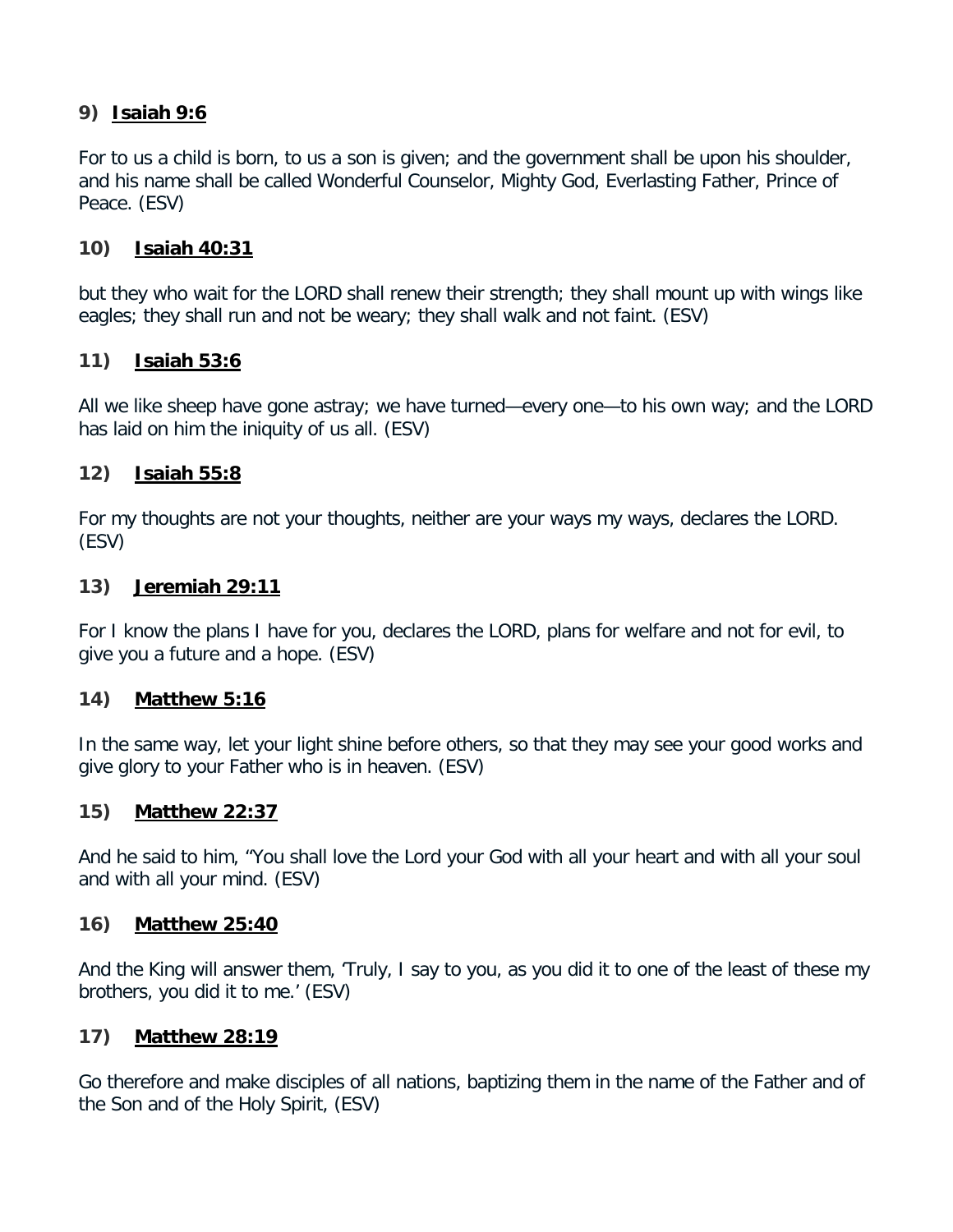**9) Isaiah 9:6**

For to us a child is born, to us a son is given; and the government shall be upon his shoulder, and his name shall be called Wonderful Counselor, Mighty God, Everlasting Father, Prince of Peace. (ESV)

**10) Isaiah 40:31**

but they who wait for the LORD shall renew their strength; they shall mount up with wings like eagles; they shall run and not be weary; they shall walk and not faint. (ESV)

**11) Isaiah 53:6**

All we like sheep have gone astray; we have turned—every one—to his own way; and the LORD has laid on him the iniquity of us all. (ESV)

**12) Isaiah 55:8**

For my thoughts are not your thoughts, neither are your ways my ways, declares the LORD. (ESV)

**13) Jeremiah 29:11**

For I know the plans I have for you, declares the LORD, plans for welfare and not for evil, to give you a future and a hope. (ESV)

**14) Matthew 5:16**

In the same way, let your light shine before others, so that they may see your good works and give glory to your Father who is in heaven. (ESV)

**15) Matthew 22:37**

And he said to him, "You shall love the Lord your God with all your heart and with all your soul and with all your mind. (ESV)

**16) Matthew 25:40**

And the King will answer them, 'Truly, I say to you, as you did it to one of the least of these my brothers, you did it to me.' (ESV)

**17) Matthew 28:19**

Go therefore and make disciples of all nations, baptizing them in the name of the Father and of the Son and of the Holy Spirit, (ESV)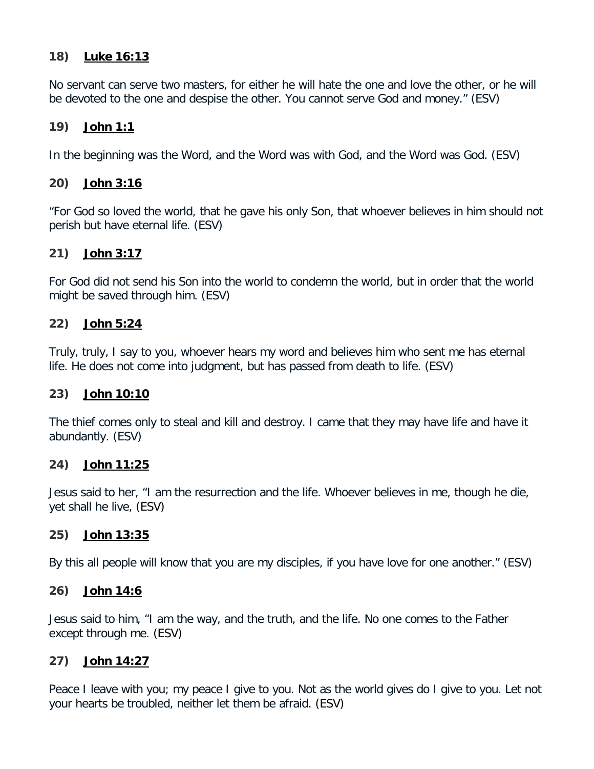**18) <u>Luke 16:13</u>**

No servant can serve two masters, for either he will hate the one and love the other, or he will be devoted to the one and despise the other. You cannot serve God and money." (ESV)

**19) <u>John 1:1</u>**

In the beginning was the Word, and the Word was with God, and the Word was God. (ESV)

**20) <u>John 3:16</u>**

"For God so loved the world, that he gave his only Son, that whoever believes in him should not perish but have eternal life. (ESV)

**21) <u>John 3:17</u>**

For God did not send his Son into the world to condemn the world, but in order that the world might be saved through him. (ESV)

**22) <u>John 5:24</u>**

Truly, truly, I say to you, whoever hears my word and believes him who sent me has eternal life. He does not come into judgment, but has passed from death to life. (ESV)

**23) <u>John 10:10</u>**

The thief comes only to steal and kill and destroy. I came that they may have life and have it abundantly. (ESV)

**24) <u>John 11:25</u>**

Jesus said to her, "I am the resurrection and the life. Whoever believes in me, though he die, yet shall he live, (ESV)

**25) <u>John 13:35</u>**

By this all people will know that you are my disciples, if you have love for one another." (ESV)

**26) <u>John 14:6</u>**

Jesus said to him, "I am the way, and the truth, and the life. No one comes to the Father except through me. (ESV)

**27) <u>John 14:27</u>**

Peace I leave with you; my peace I give to you. Not as the world gives do I give to you. Let not your hearts be troubled, neither let them be afraid. (ESV)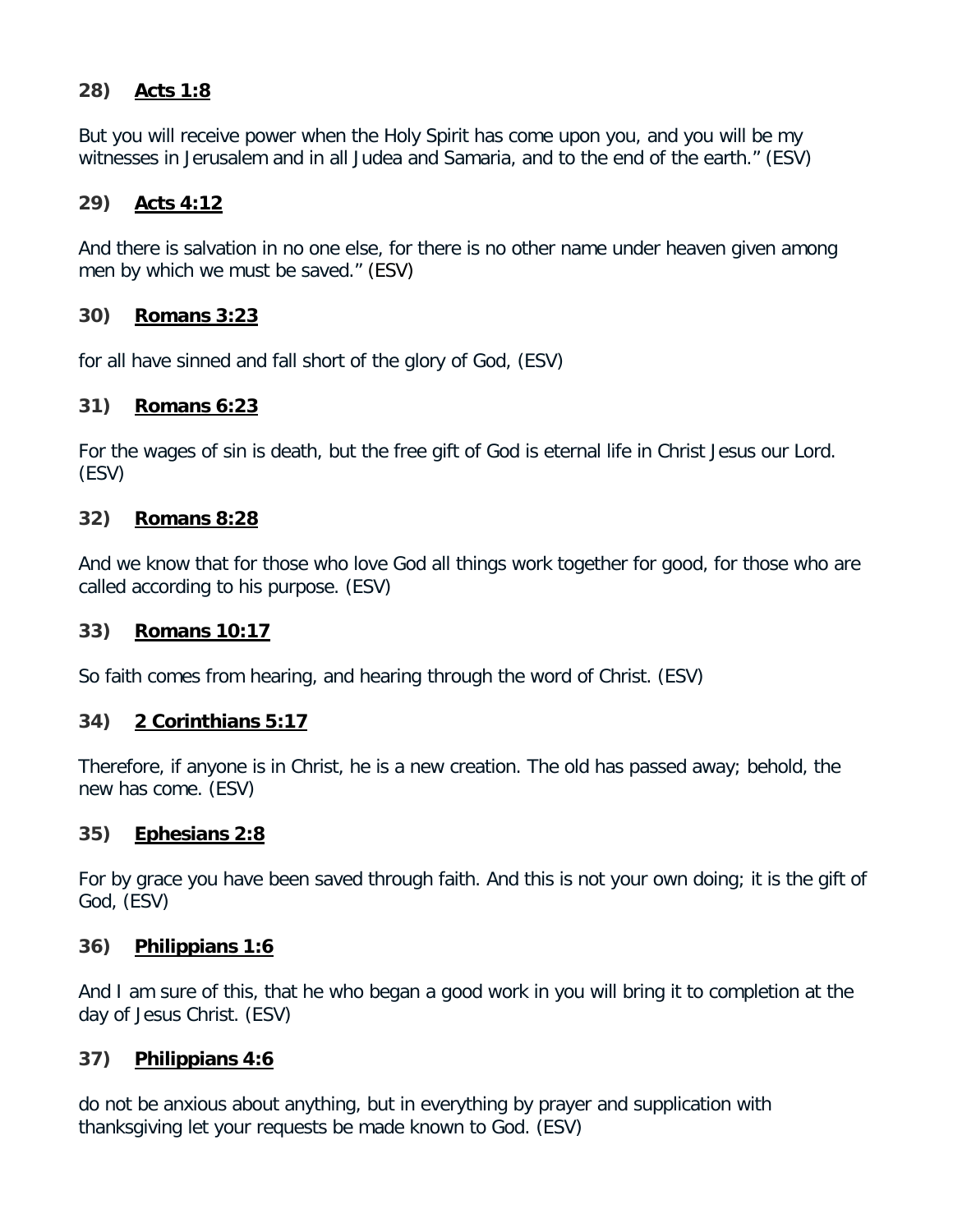**28) <u>Acts 1:8</u>**

But you will receive power when the Holy Spirit has come upon you, and you will be my witnesses in Jerusalem and in all Judea and Samaria, and to the end of the earth." (ESV)

**29) <u>Acts 4:12</u>**

And there is salvation in no one else, for there is no other name under heaven given among men by which we must be saved." (ESV)

**30) <u>Romans 3:23</u>**

for all have sinned and fall short of the glory of God, (ESV)

**31) <u>Romans 6:23</u>**

For the wages of sin is death, but the free gift of God is eternal life in Christ Jesus our Lord. (ESV)

**32) <u>Romans 8:28</u>**

And we know that for those who love God all things work together for good, for those who are called according to his purpose. (ESV)

**33) <u>Romans 10:17</u>**

So faith comes from hearing, and hearing through the word of Christ. (ESV)

**34) <u>2 Corinthians 5:17</u>**

Therefore, if anyone is in Christ, he is a new creation. The old has passed away; behold, the new has come. (ESV)

**35) <u>Ephesians 2:8</u>**

For by grace you have been saved through faith. And this is not your own doing; it is the gift of God, (ESV)

**36) <u>Philippians 1:6</u>**

And I am sure of this, that he who began a good work in you will bring it to completion at the day of Jesus Christ. (ESV)

**37) <u>Philippians 4:6</u>**

do not be anxious about anything, but in everything by prayer and supplication with thanksgiving let your requests be made known to God. (ESV)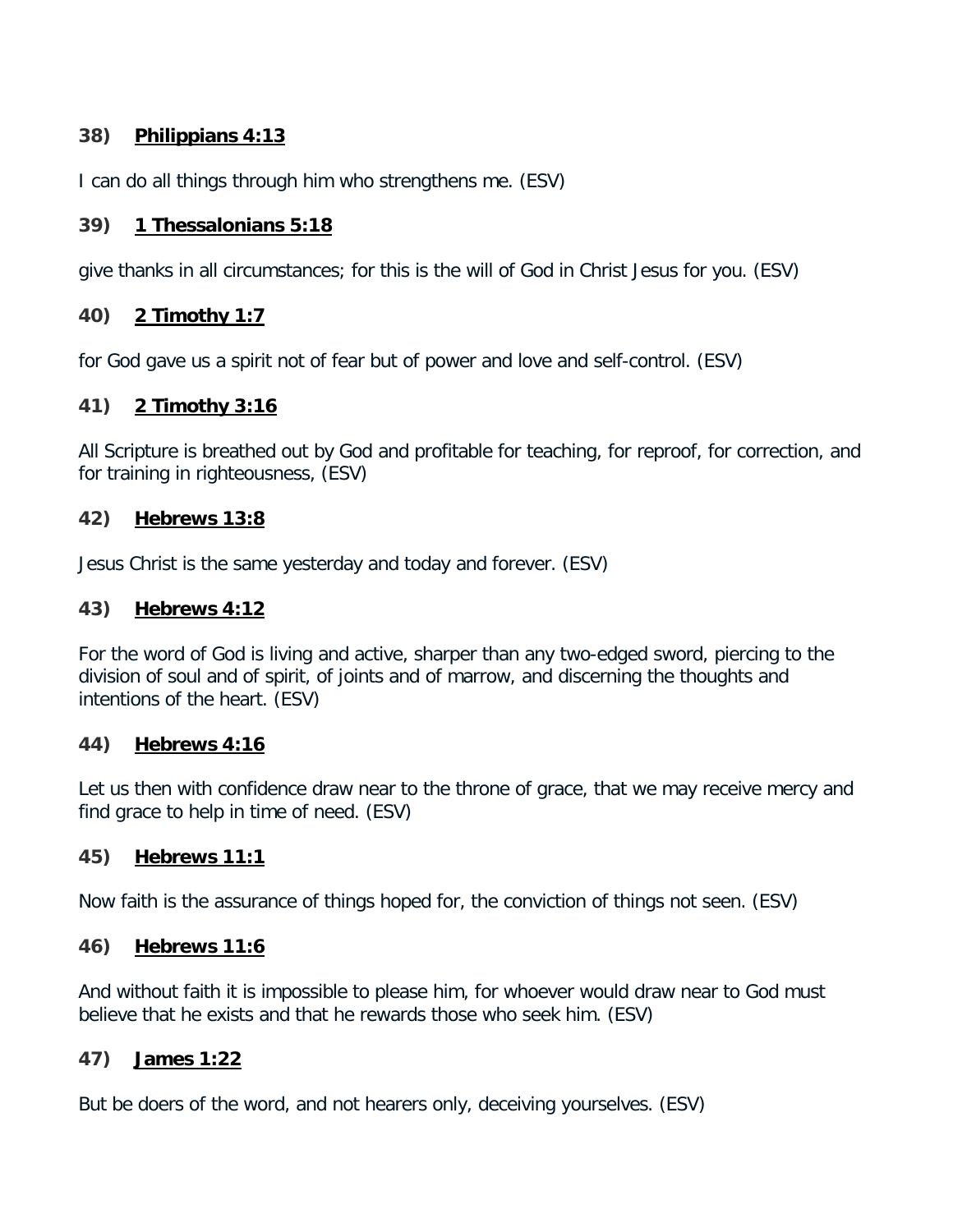### 38) **Philippians 4:13**

I can do all things through him who strengthens me. (ESV)

### 39) **1 Thessalonians 5:18**

give thanks in all circumstances; for this is the will of God in Christ Jesus for you. (ESV)

### 40) **2 Timothy 1:7**

for God gave us a spirit not of fear but of power and love and self-control. (ESV)

### 41) **2 Timothy 3:16**

All Scripture is breathed out by God and profitable for teaching, for reproof, for correction, and for training in righteousness, (ESV)

### 42) **Hebrews 13:8**

Jesus Christ is the same yesterday and today and forever. (ESV)

### 43) **Hebrews 4:12**

For the word of God is living and active, sharper than any two-edged sword, piercing to the division of soul and of spirit, of joints and of marrow, and discerning the thoughts and intentions of the heart. (ESV)

### 44) **Hebrews 4:16**

Let us then with confidence draw near to the throne of grace, that we may receive mercy and find grace to help in time of need. (ESV)

### 45) **Hebrews 11:1**

Now faith is the assurance of things hoped for, the conviction of things not seen. (ESV)

### 46) **Hebrews 11:6**

And without faith it is impossible to please him, for whoever would draw near to God must believe that he exists and that he rewards those who seek him. (ESV)

### 47) **James 1:22**

But be doers of the word, and not hearers only, deceiving yourselves. (ESV)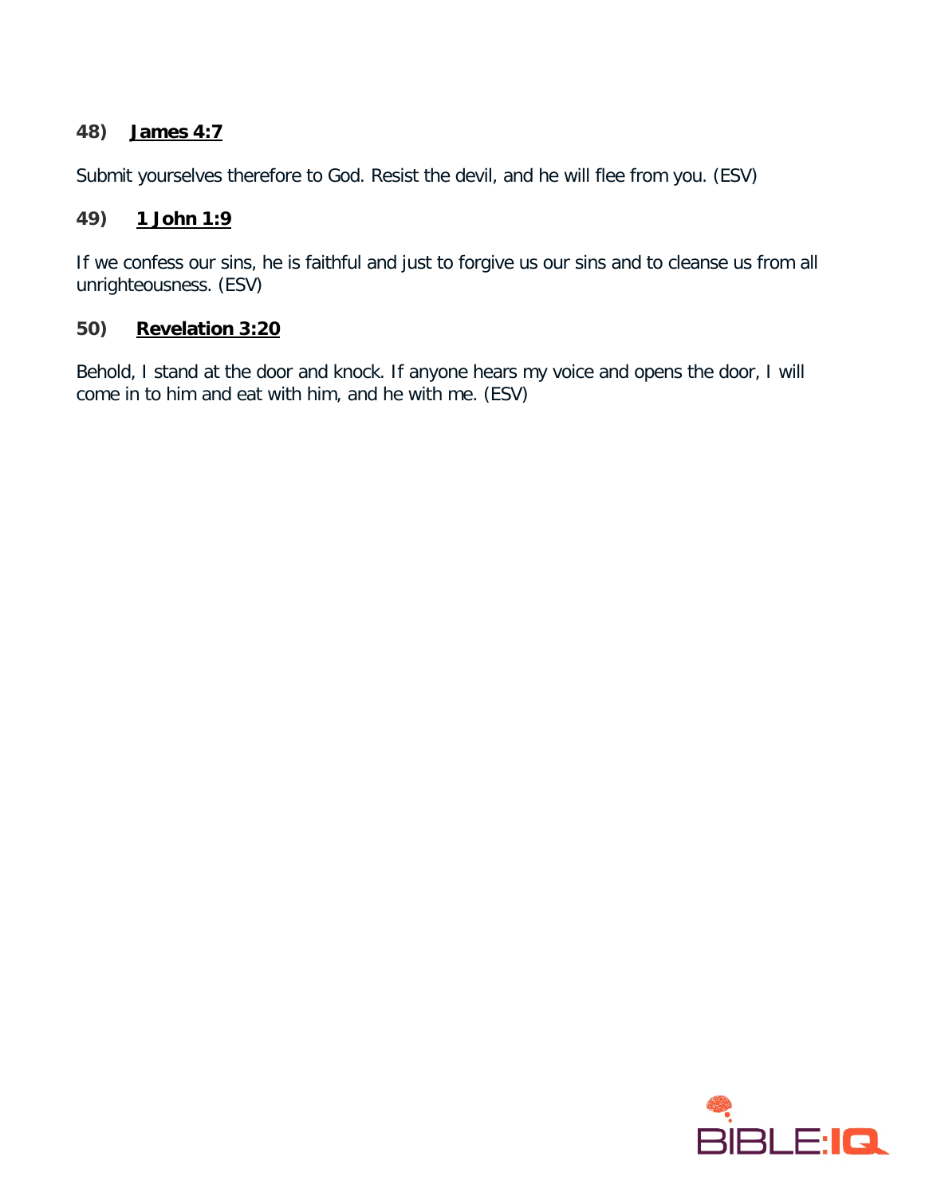**48) James 4:7**

Submit yourselves therefore to God. Resist the devil, and he will flee from you. (ESV)

**49) 1 John 1:9**

If we confess our sins, he is faithful and just to forgive us our sins and to cleanse us from all unrighteousness. (ESV)

**50) Revelation 3:20**

Behold, I stand at the door and knock. If anyone hears my voice and opens the door, I will come in to him and eat with him, and he with me. (ESV)